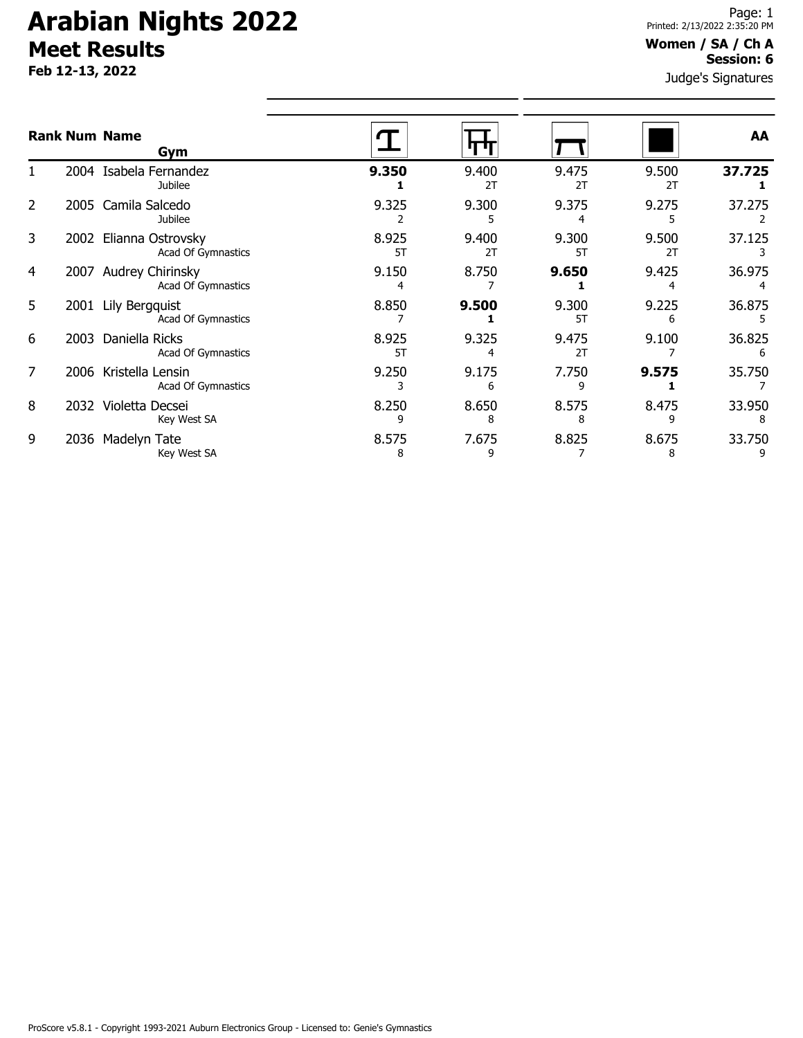# Arabian Nights 2022

## Meet Results

**Feb 12-13, 2022**

Printed: 2/13/2022 2:35:20 PM

**Women / SA / Ch A**
**Session: 6**

Judge's Signatures

| Rank | Num | Name / Gym | Vault | Bars | Beam | Floor | AA |
|---|---|---|---|---|---|---|---|
| 1 | 2004 | Isabela Fernandez<br>Jubilee | **9.350**<br>**1** | 9.400<br>2T | 9.475<br>2T | 9.500<br>2T | **37.725**<br>**1** |
| 2 | 2005 | Camila Salcedo<br>Jubilee | 9.325<br>2 | 9.300<br>5 | 9.375<br>4 | 9.275<br>5 | 37.275<br>2 |
| 3 | 2002 | Elianna Ostrovsky<br>Acad Of Gymnastics | 8.925<br>5T | 9.400<br>2T | 9.300<br>5T | 9.500<br>2T | 37.125<br>3 |
| 4 | 2007 | Audrey Chirinsky<br>Acad Of Gymnastics | 9.150<br>4 | 8.750<br>7 | **9.650**<br>**1** | 9.425<br>4 | 36.975<br>4 |
| 5 | 2001 | Lily Bergquist<br>Acad Of Gymnastics | 8.850<br>7 | **9.500**<br>**1** | 9.300<br>5T | 9.225<br>6 | 36.875<br>5 |
| 6 | 2003 | Daniella Ricks<br>Acad Of Gymnastics | 8.925<br>5T | 9.325<br>4 | 9.475<br>2T | 9.100<br>7 | 36.825<br>6 |
| 7 | 2006 | Kristella Lensin<br>Acad Of Gymnastics | 9.250<br>3 | 9.175<br>6 | 7.750<br>9 | **9.575**<br>**1** | 35.750<br>7 |
| 8 | 2032 | Violetta Decsei<br>Key West SA | 8.250<br>9 | 8.650<br>8 | 8.575<br>8 | 8.475<br>9 | 33.950<br>8 |
| 9 | 2036 | Madelyn Tate<br>Key West SA | 8.575<br>8 | 7.675<br>9 | 8.825<br>7 | 8.675<br>8 | 33.750<br>9 |

ProScore v5.8.1 - Copyright 1993-2021 Auburn Electronics Group - Licensed to: Genie's Gymnastics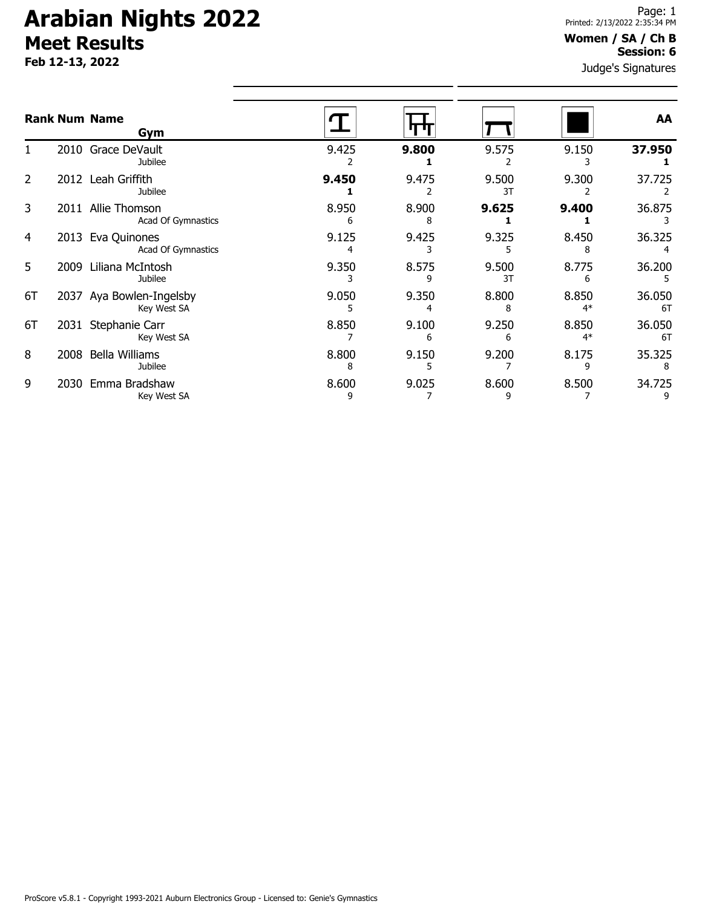# Arabian Nights 2022

## Meet Results

**Feb 12-13, 2022**

Printed: 2/13/2022 2:35:34 PM

**Women / SA / Ch B**
**Session: 6**

Judge's Signatures

| Rank | Num | Name / Gym | Vault | Bars | Beam | Floor | AA |
|---|---|---|---|---|---|---|---|
| 1 | 2010 | Grace DeVault<br>Jubilee | 9.425<br>2 | **9.800**<br>**1** | 9.575<br>2 | 9.150<br>3 | **37.950**<br>**1** |
| 2 | 2012 | Leah Griffith<br>Jubilee | **9.450**<br>**1** | 9.475<br>2 | 9.500<br>3T | 9.300<br>2 | 37.725<br>2 |
| 3 | 2011 | Allie Thomson<br>Acad Of Gymnastics | 8.950<br>6 | 8.900<br>8 | **9.625**<br>**1** | **9.400**<br>**1** | 36.875<br>3 |
| 4 | 2013 | Eva Quinones<br>Acad Of Gymnastics | 9.125<br>4 | 9.425<br>3 | 9.325<br>5 | 8.450<br>8 | 36.325<br>4 |
| 5 | 2009 | Liliana McIntosh<br>Jubilee | 9.350<br>3 | 8.575<br>9 | 9.500<br>3T | 8.775<br>6 | 36.200<br>5 |
| 6T | 2037 | Aya Bowlen-Ingelsby<br>Key West SA | 9.050<br>5 | 9.350<br>4 | 8.800<br>8 | 8.850<br>4* | 36.050<br>6T |
| 6T | 2031 | Stephanie Carr<br>Key West SA | 8.850<br>7 | 9.100<br>6 | 9.250<br>6 | 8.850<br>4* | 36.050<br>6T |
| 8 | 2008 | Bella Williams<br>Jubilee | 8.800<br>8 | 9.150<br>5 | 9.200<br>7 | 8.175<br>9 | 35.325<br>8 |
| 9 | 2030 | Emma Bradshaw<br>Key West SA | 8.600<br>9 | 9.025<br>7 | 8.600<br>9 | 8.500<br>7 | 34.725<br>9 |

ProScore v5.8.1 - Copyright 1993-2021 Auburn Electronics Group - Licensed to: Genie's Gymnastics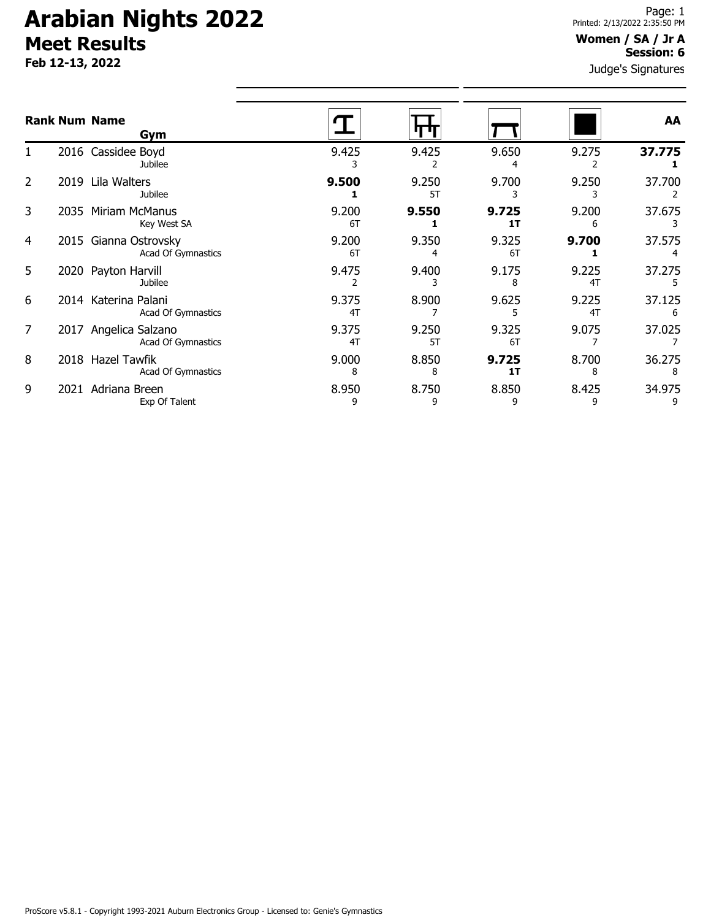# Arabian Nights 2022

## Meet Results

**Feb 12-13, 2022**

Printed: 2/13/2022 2:35:50 PM

**Women / SA / Jr A**
**Session: 6**

Judge's Signatures

| Rank | Num | Name / Gym | Vault | Bars | Beam | Floor | AA |
|---|---|---|---|---|---|---|---|
| 1 | 2016 | Cassidee Boyd<br>Jubilee | 9.425<br>3 | 9.425<br>2 | 9.650<br>4 | 9.275<br>2 | **37.775**<br>**1** |
| 2 | 2019 | Lila Walters<br>Jubilee | **9.500**<br>**1** | 9.250<br>5T | 9.700<br>3 | 9.250<br>3 | 37.700<br>2 |
| 3 | 2035 | Miriam McManus<br>Key West SA | 9.200<br>6T | **9.550**<br>**1** | **9.725**<br>**1T** | 9.200<br>6 | 37.675<br>3 |
| 4 | 2015 | Gianna Ostrovsky<br>Acad Of Gymnastics | 9.200<br>6T | 9.350<br>4 | 9.325<br>6T | **9.700**<br>**1** | 37.575<br>4 |
| 5 | 2020 | Payton Harvill<br>Jubilee | 9.475<br>2 | 9.400<br>3 | 9.175<br>8 | 9.225<br>4T | 37.275<br>5 |
| 6 | 2014 | Katerina Palani<br>Acad Of Gymnastics | 9.375<br>4T | 8.900<br>7 | 9.625<br>5 | 9.225<br>4T | 37.125<br>6 |
| 7 | 2017 | Angelica Salzano<br>Acad Of Gymnastics | 9.375<br>4T | 9.250<br>5T | 9.325<br>6T | 9.075<br>7 | 37.025<br>7 |
| 8 | 2018 | Hazel Tawfik<br>Acad Of Gymnastics | 9.000<br>8 | 8.850<br>8 | **9.725**<br>**1T** | 8.700<br>8 | 36.275<br>8 |
| 9 | 2021 | Adriana Breen<br>Exp Of Talent | 8.950<br>9 | 8.750<br>9 | 8.850<br>9 | 8.425<br>9 | 34.975<br>9 |

ProScore v5.8.1 - Copyright 1993-2021 Auburn Electronics Group - Licensed to: Genie's Gymnastics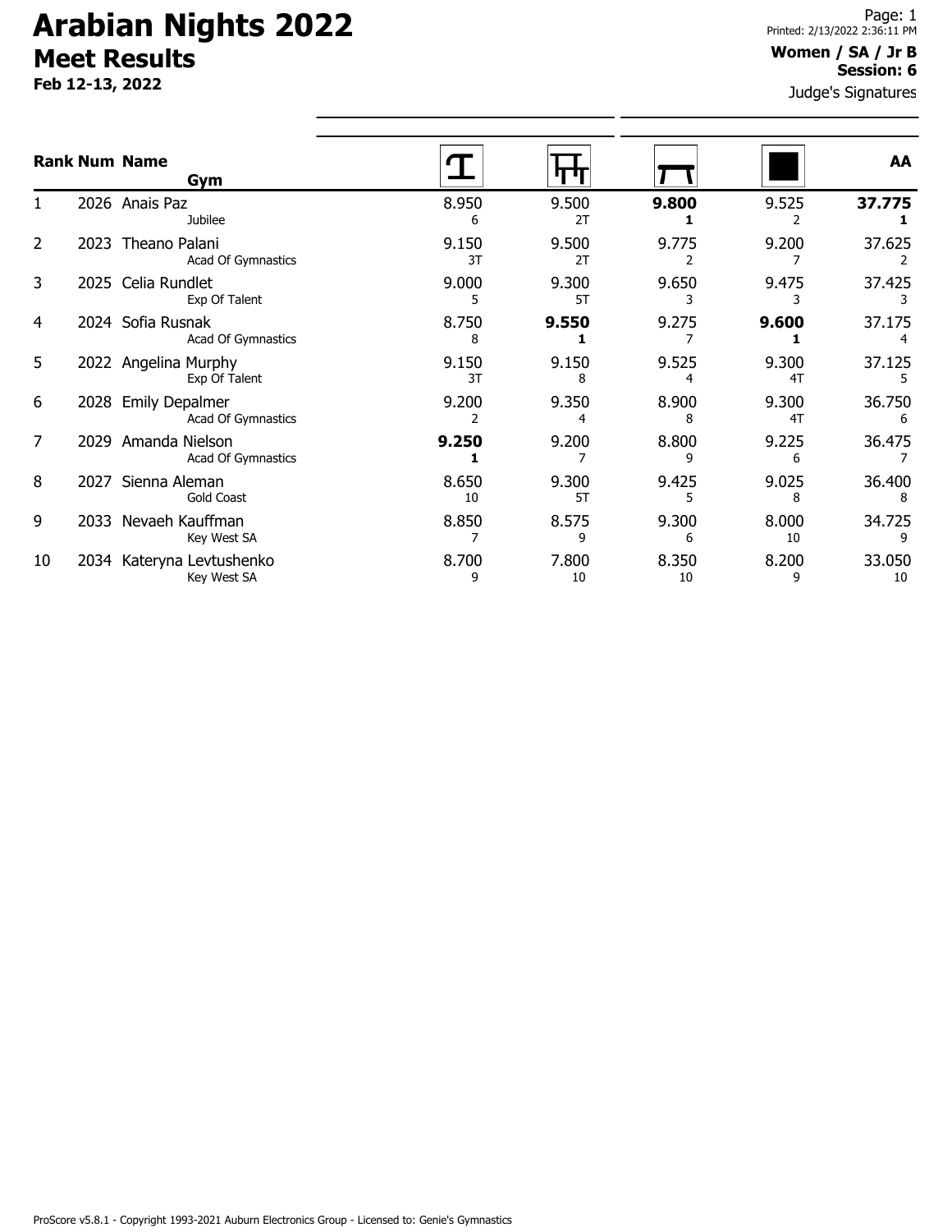# Arabian Nights 2022

## Meet Results

**Feb 12-13, 2022**

Printed: 2/13/2022 2:36:11 PM

**Women / SA / Jr B**
**Session: 6**

Judge's Signatures

| Rank | Num | Name / Gym | Vault | Bars | Beam | Floor | AA |
|---|---|---|---|---|---|---|---|
| 1 | 2026 | Anais Paz<br>Jubilee | 8.950<br>6 | 9.500<br>2T | **9.800**<br>**1** | 9.525<br>2 | **37.775**<br>**1** |
| 2 | 2023 | Theano Palani<br>Acad Of Gymnastics | 9.150<br>3T | 9.500<br>2T | 9.775<br>2 | 9.200<br>7 | 37.625<br>2 |
| 3 | 2025 | Celia Rundlet<br>Exp Of Talent | 9.000<br>5 | 9.300<br>5T | 9.650<br>3 | 9.475<br>3 | 37.425<br>3 |
| 4 | 2024 | Sofia Rusnak<br>Acad Of Gymnastics | 8.750<br>8 | **9.550**<br>**1** | 9.275<br>7 | **9.600**<br>**1** | 37.175<br>4 |
| 5 | 2022 | Angelina Murphy<br>Exp Of Talent | 9.150<br>3T | 9.150<br>8 | 9.525<br>4 | 9.300<br>4T | 37.125<br>5 |
| 6 | 2028 | Emily Depalmer<br>Acad Of Gymnastics | 9.200<br>2 | 9.350<br>4 | 8.900<br>8 | 9.300<br>4T | 36.750<br>6 |
| 7 | 2029 | Amanda Nielson<br>Acad Of Gymnastics | **9.250**<br>**1** | 9.200<br>7 | 8.800<br>9 | 9.225<br>6 | 36.475<br>7 |
| 8 | 2027 | Sienna Aleman<br>Gold Coast | 8.650<br>10 | 9.300<br>5T | 9.425<br>5 | 9.025<br>8 | 36.400<br>8 |
| 9 | 2033 | Nevaeh Kauffman<br>Key West SA | 8.850<br>7 | 8.575<br>9 | 9.300<br>6 | 8.000<br>10 | 34.725<br>9 |
| 10 | 2034 | Kateryna Levtushenko<br>Key West SA | 8.700<br>9 | 7.800<br>10 | 8.350<br>10 | 8.200<br>9 | 33.050<br>10 |

ProScore v5.8.1 - Copyright 1993-2021 Auburn Electronics Group - Licensed to: Genie's Gymnastics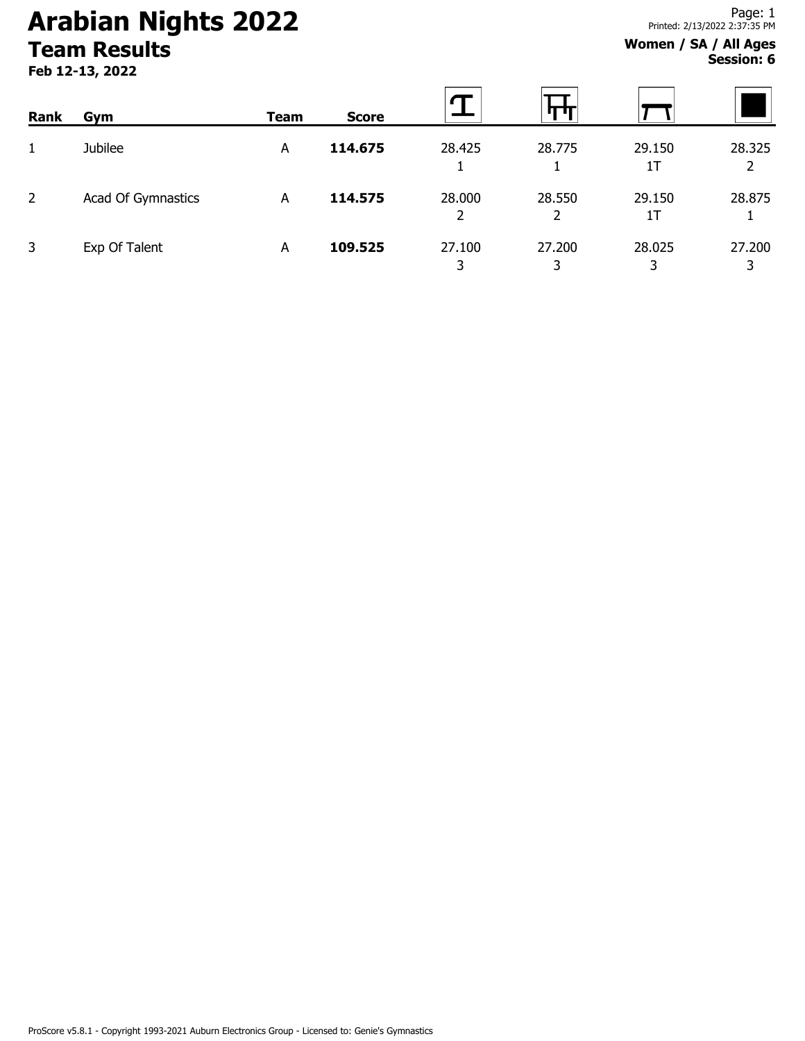# Arabian Nights 2022

## Team Results

**Feb 12-13, 2022**

Printed: 2/13/2022 2:37:35 PM

**Women / SA / All Ages**
**Session: 6**

| Rank | Gym | Team | Score | Vault | Bars | Beam | Floor |
|---|---|---|---|---|---|---|---|
| 1 | Jubilee | A | **114.675** | 28.425<br>1 | 28.775<br>1 | 29.150<br>1T | 28.325<br>2 |
| 2 | Acad Of Gymnastics | A | **114.575** | 28.000<br>2 | 28.550<br>2 | 29.150<br>1T | 28.875<br>1 |
| 3 | Exp Of Talent | A | **109.525** | 27.100<br>3 | 27.200<br>3 | 28.025<br>3 | 27.200<br>3 |

ProScore v5.8.1 - Copyright 1993-2021 Auburn Electronics Group - Licensed to: Genie's Gymnastics